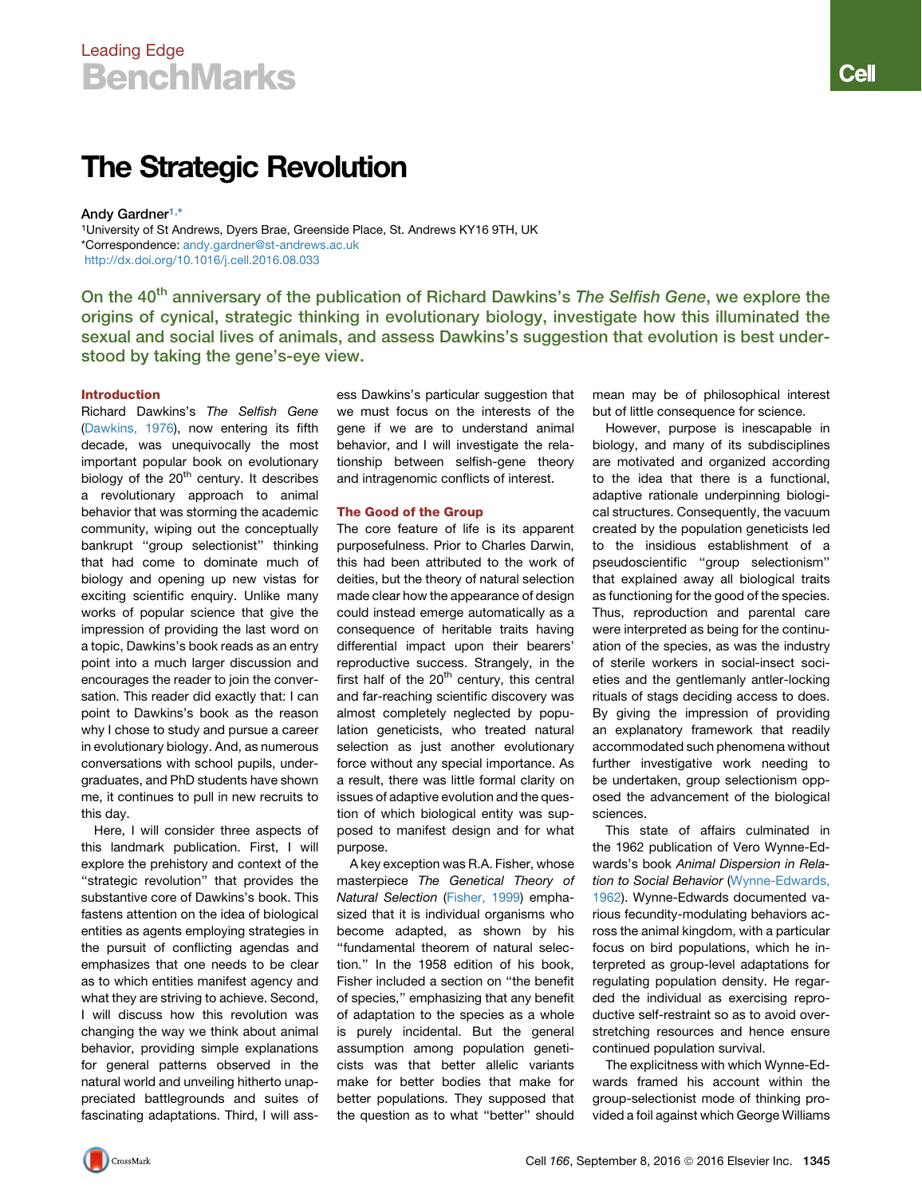Leading Edge
BenchMarks

# The Strategic Revolution

Andy Gardner[1,*]

[1]University of St Andrews, Dyers Brae, Greenside Place, St. Andrews KY16 9TH, UK
*Correspondence: andy.gardner@st-andrews.ac.uk
http://dx.doi.org/10.1016/j.cell.2016.08.033

**On the 40th anniversary of the publication of Richard Dawkins's *The Selfish Gene*, we explore the origins of cynical, strategic thinking in evolutionary biology, investigate how this illuminated the sexual and social lives of animals, and assess Dawkins's suggestion that evolution is best understood by taking the gene's-eye view.**

## Introduction

Richard Dawkins's *The Selfish Gene* (Dawkins, 1976), now entering its fifth decade, was unequivocally the most important popular book on evolutionary biology of the 20th century. It describes a revolutionary approach to animal behavior that was storming the academic community, wiping out the conceptually bankrupt "group selectionist" thinking that had come to dominate much of biology and opening up new vistas for exciting scientific enquiry. Unlike many works of popular science that give the impression of providing the last word on a topic, Dawkins's book reads as an entry point into a much larger discussion and encourages the reader to join the conversation. This reader did exactly that: I can point to Dawkins's book as the reason why I chose to study and pursue a career in evolutionary biology. And, as numerous conversations with school pupils, undergraduates, and PhD students have shown me, it continues to pull in new recruits to this day.

Here, I will consider three aspects of this landmark publication. First, I will explore the prehistory and context of the "strategic revolution" that provides the substantive core of Dawkins's book. This fastens attention on the idea of biological entities as agents employing strategies in the pursuit of conflicting agendas and emphasizes that one needs to be clear as to which entities manifest agency and what they are striving to achieve. Second, I will discuss how this revolution was changing the way we think about animal behavior, providing simple explanations for general patterns observed in the natural world and unveiling hitherto unappreciated battlegrounds and suites of fascinating adaptations. Third, I will assess Dawkins's particular suggestion that we must focus on the interests of the gene if we are to understand animal behavior, and I will investigate the relationship between selfish-gene theory and intragenomic conflicts of interest.

## The Good of the Group

The core feature of life is its apparent purposefulness. Prior to Charles Darwin, this had been attributed to the work of deities, but the theory of natural selection made clear how the appearance of design could instead emerge automatically as a consequence of heritable traits having differential impact upon their bearers' reproductive success. Strangely, in the first half of the 20th century, this central and far-reaching scientific discovery was almost completely neglected by population geneticists, who treated natural selection as just another evolutionary force without any special importance. As a result, there was little formal clarity on issues of adaptive evolution and the question of which biological entity was supposed to manifest design and for what purpose.

A key exception was R.A. Fisher, whose masterpiece *The Genetical Theory of Natural Selection* (Fisher, 1999) emphasized that it is individual organisms who become adapted, as shown by his "fundamental theorem of natural selection." In the 1958 edition of his book, Fisher included a section on "the benefit of species," emphasizing that any benefit of adaptation to the species as a whole is purely incidental. But the general assumption among population geneticists was that better allelic variants make for better bodies that make for better populations. They supposed that the question as to what "better" should mean may be of philosophical interest but of little consequence for science.

However, purpose is inescapable in biology, and many of its subdisciplines are motivated and organized according to the idea that there is a functional, adaptive rationale underpinning biological structures. Consequently, the vacuum created by the population geneticists led to the insidious establishment of a pseudoscientific "group selectionism" that explained away all biological traits as functioning for the good of the species. Thus, reproduction and parental care were interpreted as being for the continuation of the species, as was the industry of sterile workers in social-insect societies and the gentlemanly antler-locking rituals of stags deciding access to does. By giving the impression of providing an explanatory framework that readily accommodated such phenomena without further investigative work needing to be undertaken, group selectionism opposed the advancement of the biological sciences.

This state of affairs culminated in the 1962 publication of Vero Wynne-Edwards's book *Animal Dispersion in Relation to Social Behavior* (Wynne-Edwards, 1962). Wynne-Edwards documented various fecundity-modulating behaviors across the animal kingdom, with a particular focus on bird populations, which he interpreted as group-level adaptations for regulating population density. He regarded the individual as exercising reproductive self-restraint so as to avoid overstretching resources and hence ensure continued population survival.

The explicitness with which Wynne-Edwards framed his account within the group-selectionist mode of thinking provided a foil against which George Williams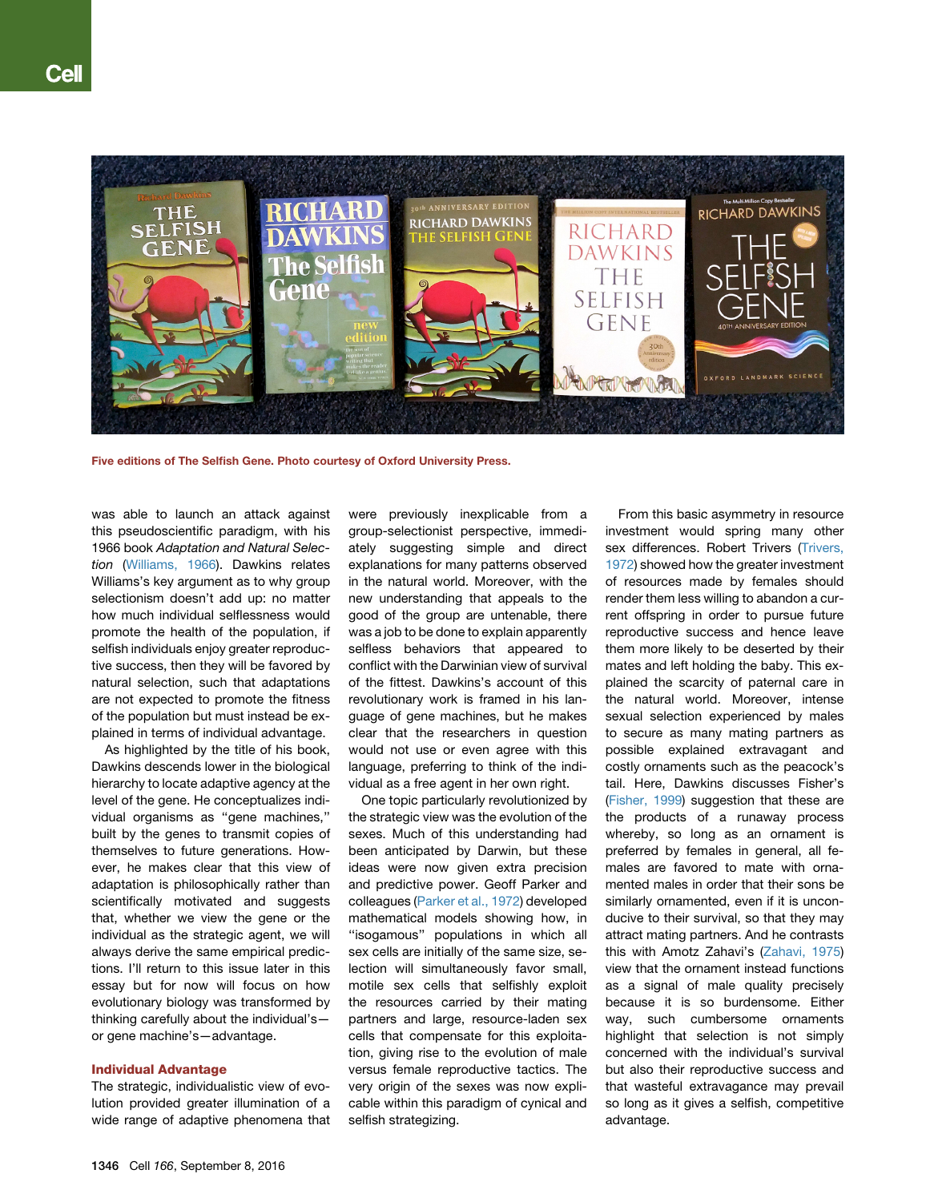Five editions of The Selfish Gene. Photo courtesy of Oxford University Press.

was able to launch an attack against this pseudoscientific paradigm, with his 1966 book *Adaptation and Natural Selection* (Williams, 1966). Dawkins relates Williams's key argument as to why group selectionism doesn't add up: no matter how much individual selflessness would promote the health of the population, if selfish individuals enjoy greater reproductive success, then they will be favored by natural selection, such that adaptations are not expected to promote the fitness of the population but must instead be explained in terms of individual advantage.

As highlighted by the title of his book, Dawkins descends lower in the biological hierarchy to locate adaptive agency at the level of the gene. He conceptualizes individual organisms as "gene machines," built by the genes to transmit copies of themselves to future generations. However, he makes clear that this view of adaptation is philosophically rather than scientifically motivated and suggests that, whether we view the gene or the individual as the strategic agent, we will always derive the same empirical predictions. I'll return to this issue later in this essay but for now will focus on how evolutionary biology was transformed by thinking carefully about the individual's—or gene machine's—advantage.

## Individual Advantage

The strategic, individualistic view of evolution provided greater illumination of a wide range of adaptive phenomena that were previously inexplicable from a group-selectionist perspective, immediately suggesting simple and direct explanations for many patterns observed in the natural world. Moreover, with the new understanding that appeals to the good of the group are untenable, there was a job to be done to explain apparently selfless behaviors that appeared to conflict with the Darwinian view of survival of the fittest. Dawkins's account of this revolutionary work is framed in his language of gene machines, but he makes clear that the researchers in question would not use or even agree with this language, preferring to think of the individual as a free agent in her own right.

One topic particularly revolutionized by the strategic view was the evolution of the sexes. Much of this understanding had been anticipated by Darwin, but these ideas were now given extra precision and predictive power. Geoff Parker and colleagues (Parker et al., 1972) developed mathematical models showing how, in "isogamous" populations in which all sex cells are initially of the same size, selection will simultaneously favor small, motile sex cells that selfishly exploit the resources carried by their mating partners and large, resource-laden sex cells that compensate for this exploitation, giving rise to the evolution of male versus female reproductive tactics. The very origin of the sexes was now explicable within this paradigm of cynical and selfish strategizing.

From this basic asymmetry in resource investment would spring many other sex differences. Robert Trivers (Trivers, 1972) showed how the greater investment of resources made by females should render them less willing to abandon a current offspring in order to pursue future reproductive success and hence leave them more likely to be deserted by their mates and left holding the baby. This explained the scarcity of paternal care in the natural world. Moreover, intense sexual selection experienced by males to secure as many mating partners as possible explained extravagant and costly ornaments such as the peacock's tail. Here, Dawkins discusses Fisher's (Fisher, 1999) suggestion that these are the products of a runaway process whereby, so long as an ornament is preferred by females in general, all females are favored to mate with ornamented males in order that their sons be similarly ornamented, even if it is unconducive to their survival, so that they may attract mating partners. And he contrasts this with Amotz Zahavi's (Zahavi, 1975) view that the ornament instead functions as a signal of male quality precisely because it is so burdensome. Either way, such cumbersome ornaments highlight that selection is not simply concerned with the individual's survival but also their reproductive success and that wasteful extravagance may prevail so long as it gives a selfish, competitive advantage.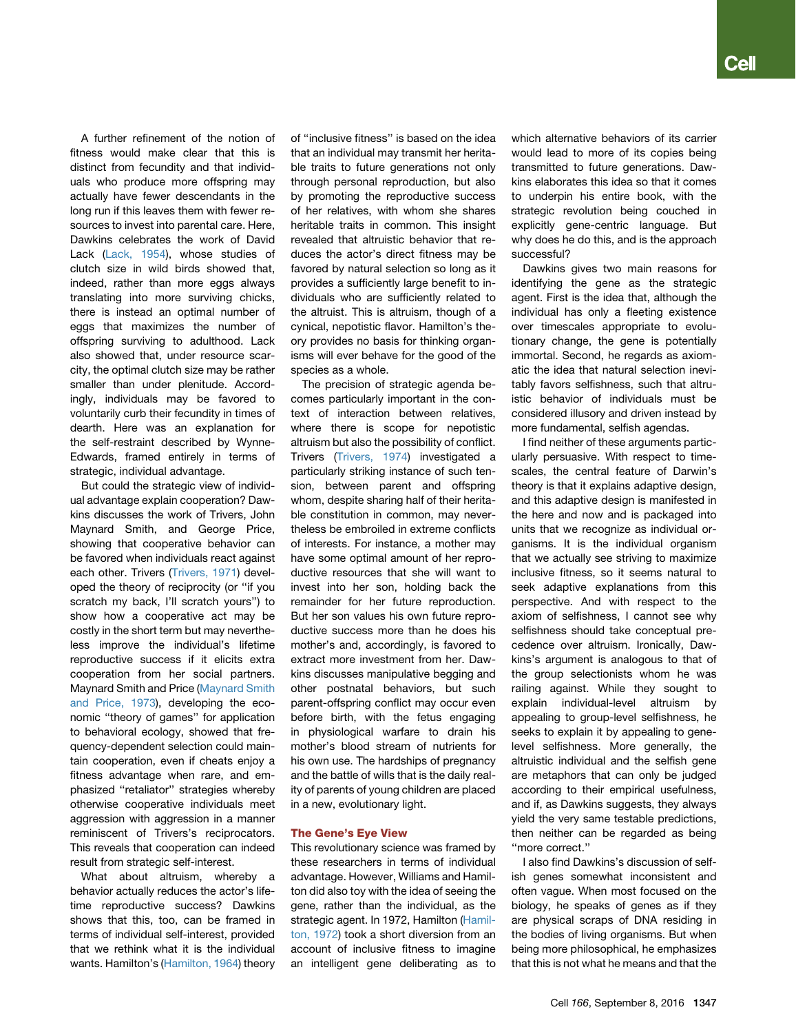A further refinement of the notion of fitness would make clear that this is distinct from fecundity and that individuals who produce more offspring may actually have fewer descendants in the long run if this leaves them with fewer resources to invest into parental care. Here, Dawkins celebrates the work of David Lack (Lack, 1954), whose studies of clutch size in wild birds showed that, indeed, rather than more eggs always translating into more surviving chicks, there is instead an optimal number of eggs that maximizes the number of offspring surviving to adulthood. Lack also showed that, under resource scarcity, the optimal clutch size may be rather smaller than under plenitude. Accordingly, individuals may be favored to voluntarily curb their fecundity in times of dearth. Here was an explanation for the self-restraint described by Wynne-Edwards, framed entirely in terms of strategic, individual advantage.

But could the strategic view of individual advantage explain cooperation? Dawkins discusses the work of Trivers, John Maynard Smith, and George Price, showing that cooperative behavior can be favored when individuals react against each other. Trivers (Trivers, 1971) developed the theory of reciprocity (or "if you scratch my back, I'll scratch yours") to show how a cooperative act may be costly in the short term but may nevertheless improve the individual's lifetime reproductive success if it elicits extra cooperation from her social partners. Maynard Smith and Price (Maynard Smith and Price, 1973), developing the economic "theory of games" for application to behavioral ecology, showed that frequency-dependent selection could maintain cooperation, even if cheats enjoy a fitness advantage when rare, and emphasized "retaliator" strategies whereby otherwise cooperative individuals meet aggression with aggression in a manner reminiscent of Trivers's reciprocators. This reveals that cooperation can indeed result from strategic self-interest.

What about altruism, whereby a behavior actually reduces the actor's lifetime reproductive success? Dawkins shows that this, too, can be framed in terms of individual self-interest, provided that we rethink what it is the individual wants. Hamilton's (Hamilton, 1964) theory of "inclusive fitness" is based on the idea that an individual may transmit her heritable traits to future generations not only through personal reproduction, but also by promoting the reproductive success of her relatives, with whom she shares heritable traits in common. This insight revealed that altruistic behavior that reduces the actor's direct fitness may be favored by natural selection so long as it provides a sufficiently large benefit to individuals who are sufficiently related to the altruist. This is altruism, though of a cynical, nepotistic flavor. Hamilton's theory provides no basis for thinking organisms will ever behave for the good of the species as a whole.

The precision of strategic agenda becomes particularly important in the context of interaction between relatives, where there is scope for nepotistic altruism but also the possibility of conflict. Trivers (Trivers, 1974) investigated a particularly striking instance of such tension, between parent and offspring whom, despite sharing half of their heritable constitution in common, may nevertheless be embroiled in extreme conflicts of interests. For instance, a mother may have some optimal amount of her reproductive resources that she will want to invest into her son, holding back the remainder for her future reproduction. But her son values his own future reproductive success more than he does his mother's and, accordingly, is favored to extract more investment from her. Dawkins discusses manipulative begging and other postnatal behaviors, but such parent-offspring conflict may occur even before birth, with the fetus engaging in physiological warfare to drain his mother's blood stream of nutrients for his own use. The hardships of pregnancy and the battle of wills that is the daily reality of parents of young children are placed in a new, evolutionary light.

## The Gene's Eye View

This revolutionary science was framed by these researchers in terms of individual advantage. However, Williams and Hamilton did also toy with the idea of seeing the gene, rather than the individual, as the strategic agent. In 1972, Hamilton (Hamilton, 1972) took a short diversion from an account of inclusive fitness to imagine an intelligent gene deliberating as to which alternative behaviors of its carrier would lead to more of its copies being transmitted to future generations. Dawkins elaborates this idea so that it comes to underpin his entire book, with the strategic revolution being couched in explicitly gene-centric language. But why does he do this, and is the approach successful?

Dawkins gives two main reasons for identifying the gene as the strategic agent. First is the idea that, although the individual has only a fleeting existence over timescales appropriate to evolutionary change, the gene is potentially immortal. Second, he regards as axiomatic the idea that natural selection inevitably favors selfishness, such that altruistic behavior of individuals must be considered illusory and driven instead by more fundamental, selfish agendas.

I find neither of these arguments particularly persuasive. With respect to timescales, the central feature of Darwin's theory is that it explains adaptive design, and this adaptive design is manifested in the here and now and is packaged into units that we recognize as individual organisms. It is the individual organism that we actually see striving to maximize inclusive fitness, so it seems natural to seek adaptive explanations from this perspective. And with respect to the axiom of selfishness, I cannot see why selfishness should take conceptual precedence over altruism. Ironically, Dawkins's argument is analogous to that of the group selectionists whom he was railing against. While they sought to explain individual-level altruism by appealing to group-level selfishness, he seeks to explain it by appealing to gene-level selfishness. More generally, the altruistic individual and the selfish gene are metaphors that can only be judged according to their empirical usefulness, and if, as Dawkins suggests, they always yield the very same testable predictions, then neither can be regarded as being "more correct."

I also find Dawkins's discussion of selfish genes somewhat inconsistent and often vague. When most focused on the biology, he speaks of genes as if they are physical scraps of DNA residing in the bodies of living organisms. But when being more philosophical, he emphasizes that this is not what he means and that the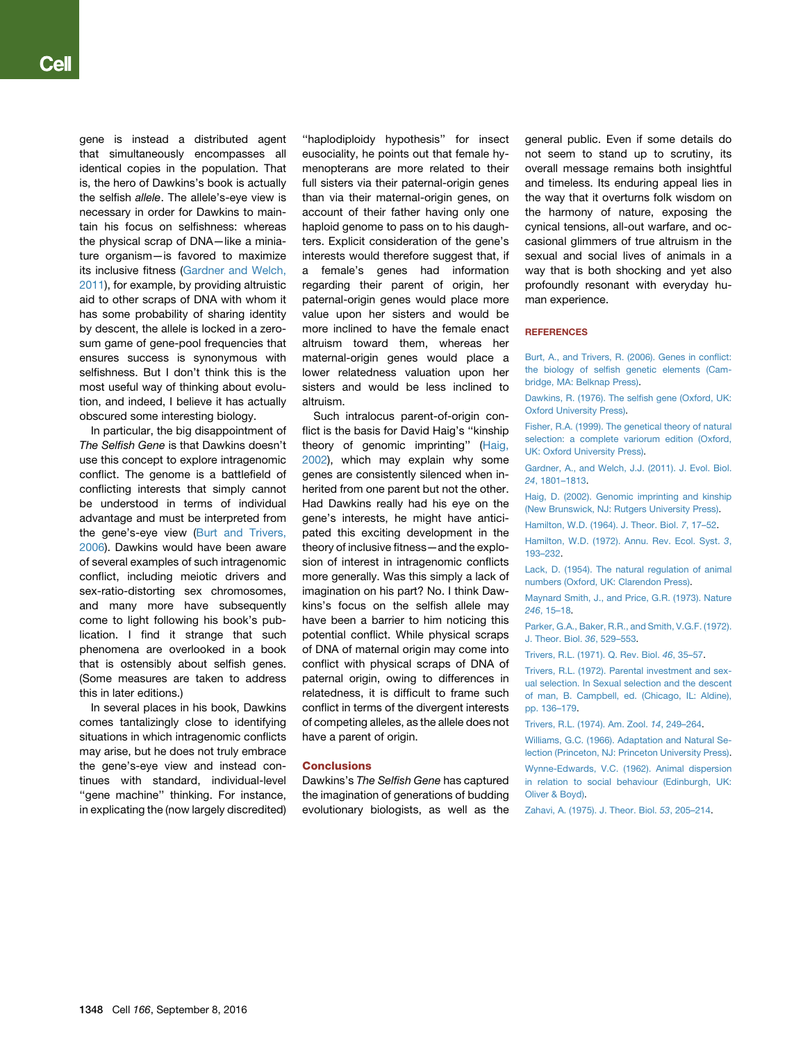gene is instead a distributed agent that simultaneously encompasses all identical copies in the population. That is, the hero of Dawkins's book is actually the selfish *allele*. The allele's-eye view is necessary in order for Dawkins to maintain his focus on selfishness: whereas the physical scrap of DNA—like a miniature organism—is favored to maximize its inclusive fitness (Gardner and Welch, 2011), for example, by providing altruistic aid to other scraps of DNA with whom it has some probability of sharing identity by descent, the allele is locked in a zero-sum game of gene-pool frequencies that ensures success is synonymous with selfishness. But I don't think this is the most useful way of thinking about evolution, and indeed, I believe it has actually obscured some interesting biology.

In particular, the big disappointment of *The Selfish Gene* is that Dawkins doesn't use this concept to explore intragenomic conflict. The genome is a battlefield of conflicting interests that simply cannot be understood in terms of individual advantage and must be interpreted from the gene's-eye view (Burt and Trivers, 2006). Dawkins would have been aware of several examples of such intragenomic conflict, including meiotic drivers and sex-ratio-distorting sex chromosomes, and many more have subsequently come to light following his book's publication. I find it strange that such phenomena are overlooked in a book that is ostensibly about selfish genes. (Some measures are taken to address this in later editions.)

In several places in his book, Dawkins comes tantalizingly close to identifying situations in which intragenomic conflicts may arise, but he does not truly embrace the gene's-eye view and instead continues with standard, individual-level "gene machine" thinking. For instance, in explicating the (now largely discredited) "haplodiploidy hypothesis" for insect eusociality, he points out that female hymenopterans are more related to their full sisters via their paternal-origin genes than via their maternal-origin genes, on account of their father having only one haploid genome to pass on to his daughters. Explicit consideration of the gene's interests would therefore suggest that, if a female's genes had information regarding their parent of origin, her paternal-origin genes would place more value upon her sisters and would be more inclined to have the female enact altruism toward them, whereas her maternal-origin genes would place a lower relatedness valuation upon her sisters and would be less inclined to altruism.

Such intralocus parent-of-origin conflict is the basis for David Haig's "kinship theory of genomic imprinting" (Haig, 2002), which may explain why some genes are consistently silenced when inherited from one parent but not the other. Had Dawkins really had his eye on the gene's interests, he might have anticipated this exciting development in the theory of inclusive fitness—and the explosion of interest in intragenomic conflicts more generally. Was this simply a lack of imagination on his part? No. I think Dawkins's focus on the selfish allele may have been a barrier to him noticing this potential conflict. While physical scraps of DNA of maternal origin may come into conflict with physical scraps of DNA of paternal origin, owing to differences in relatedness, it is difficult to frame such conflict in terms of the divergent interests of competing alleles, as the allele does not have a parent of origin.

## Conclusions

Dawkins's *The Selfish Gene* has captured the imagination of generations of budding evolutionary biologists, as well as the general public. Even if some details do not seem to stand up to scrutiny, its overall message remains both insightful and timeless. Its enduring appeal lies in the way that it overturns folk wisdom on the harmony of nature, exposing the cynical tensions, all-out warfare, and occasional glimmers of true altruism in the sexual and social lives of animals in a way that is both shocking and yet also profoundly resonant with everyday human experience.

## REFERENCES

Burt, A., and Trivers, R. (2006). Genes in conflict: the biology of selfish genetic elements (Cambridge, MA: Belknap Press).

Dawkins, R. (1976). The selfish gene (Oxford, UK: Oxford University Press).

Fisher, R.A. (1999). The genetical theory of natural selection: a complete variorum edition (Oxford, UK: Oxford University Press).

Gardner, A., and Welch, J.J. (2011). J. Evol. Biol. *24*, 1801–1813.

Haig, D. (2002). Genomic imprinting and kinship (New Brunswick, NJ: Rutgers University Press).

Hamilton, W.D. (1964). J. Theor. Biol. *7*, 17–52.

Hamilton, W.D. (1972). Annu. Rev. Ecol. Syst. *3*, 193–232.

Lack, D. (1954). The natural regulation of animal numbers (Oxford, UK: Clarendon Press).

Maynard Smith, J., and Price, G.R. (1973). Nature *246*, 15–18.

Parker, G.A., Baker, R.R., and Smith, V.G.F. (1972). J. Theor. Biol. *36*, 529–553.

Trivers, R.L. (1971). Q. Rev. Biol. *46*, 35–57.

Trivers, R.L. (1972). Parental investment and sexual selection. In Sexual selection and the descent of man, B. Campbell, ed. (Chicago, IL: Aldine), pp. 136–179.

Trivers, R.L. (1974). Am. Zool. *14*, 249–264.

Williams, G.C. (1966). Adaptation and Natural Selection (Princeton, NJ: Princeton University Press).

Wynne-Edwards, V.C. (1962). Animal dispersion in relation to social behaviour (Edinburgh, UK: Oliver & Boyd).

Zahavi, A. (1975). J. Theor. Biol. *53*, 205–214.